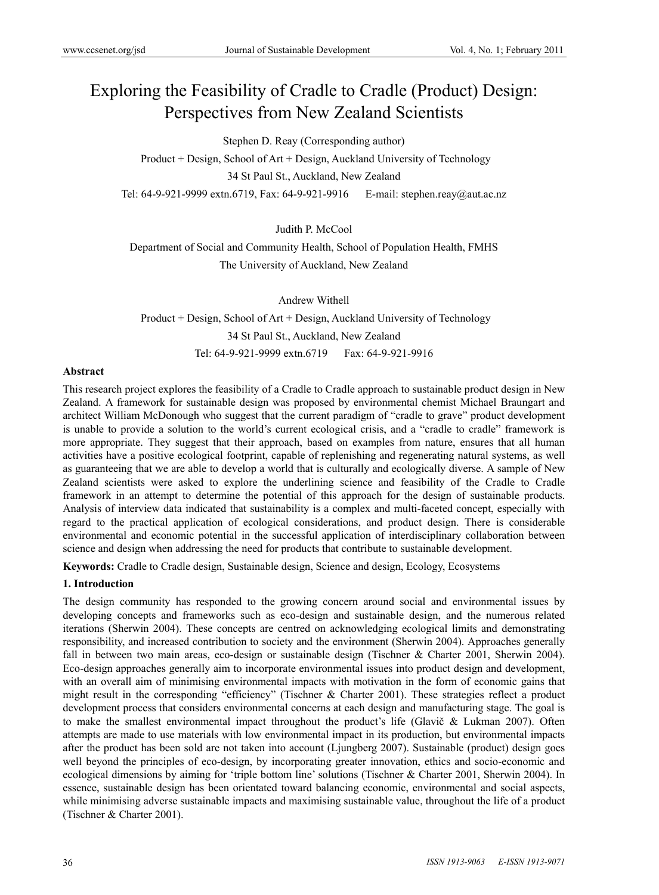# Exploring the Feasibility of Cradle to Cradle (Product) Design: Perspectives from New Zealand Scientists

Stephen D. Reay (Corresponding author)

Product + Design, School of Art + Design, Auckland University of Technology

34 St Paul St., Auckland, New Zealand

Tel: 64-9-921-9999 extn.6719, Fax: 64-9-921-9916 E-mail: stephen.reay@aut.ac.nz

Judith P. McCool

Department of Social and Community Health, School of Population Health, FMHS

The University of Auckland, New Zealand

Andrew Withell

Product + Design, School of Art + Design, Auckland University of Technology

34 St Paul St., Auckland, New Zealand

Tel: 64-9-921-9999 extn.6719 Fax: 64-9-921-9916

## Abstract

This research project explores the feasibility of a Cradle to Cradle approach to sustainable product design in New Zealand. A framework for sustainable design was proposed by environmental chemist Michael Braungart and architect William McDonough who suggest that the current paradigm of "cradle to grave" product development is unable to provide a solution to the world's current ecological crisis, and a "cradle to cradle" framework is more appropriate. They suggest that their approach, based on examples from nature, ensures that all human activities have a positive ecological footprint, capable of replenishing and regenerating natural systems, as well as guaranteeing that we are able to develop a world that is culturally and ecologically diverse. A sample of New Zealand scientists were asked to explore the underlining science and feasibility of the Cradle to Cradle framework in an attempt to determine the potential of this approach for the design of sustainable products. Analysis of interview data indicated that sustainability is a complex and multi-faceted concept, especially with regard to the practical application of ecological considerations, and product design. There is considerable environmental and economic potential in the successful application of interdisciplinary collaboration between science and design when addressing the need for products that contribute to sustainable development.

**Keywords:** Cradle to Cradle design, Sustainable design, Science and design, Ecology, Ecosystems

## 1. Introduction

The design community has responded to the growing concern around social and environmental issues by developing concepts and frameworks such as eco-design and sustainable design, and the numerous related iterations (Sherwin 2004). These concepts are centred on acknowledging ecological limits and demonstrating responsibility, and increased contribution to society and the environment (Sherwin 2004). Approaches generally fall in between two main areas, eco-design or sustainable design (Tischner & Charter 2001, Sherwin 2004). Eco-design approaches generally aim to incorporate environmental issues into product design and development, with an overall aim of minimising environmental impacts with motivation in the form of economic gains that might result in the corresponding "efficiency" (Tischner & Charter 2001). These strategies reflect a product development process that considers environmental concerns at each design and manufacturing stage. The goal is to make the smallest environmental impact throughout the product's life (Glavič & Lukman 2007). Often attempts are made to use materials with low environmental impact in its production, but environmental impacts after the product has been sold are not taken into account (Ljungberg 2007). Sustainable (product) design goes well beyond the principles of eco-design, by incorporating greater innovation, ethics and socio-economic and ecological dimensions by aiming for 'triple bottom line' solutions (Tischner & Charter 2001, Sherwin 2004). In essence, sustainable design has been orientated toward balancing economic, environmental and social aspects, while minimising adverse sustainable impacts and maximising sustainable value, throughout the life of a product (Tischner & Charter 2001).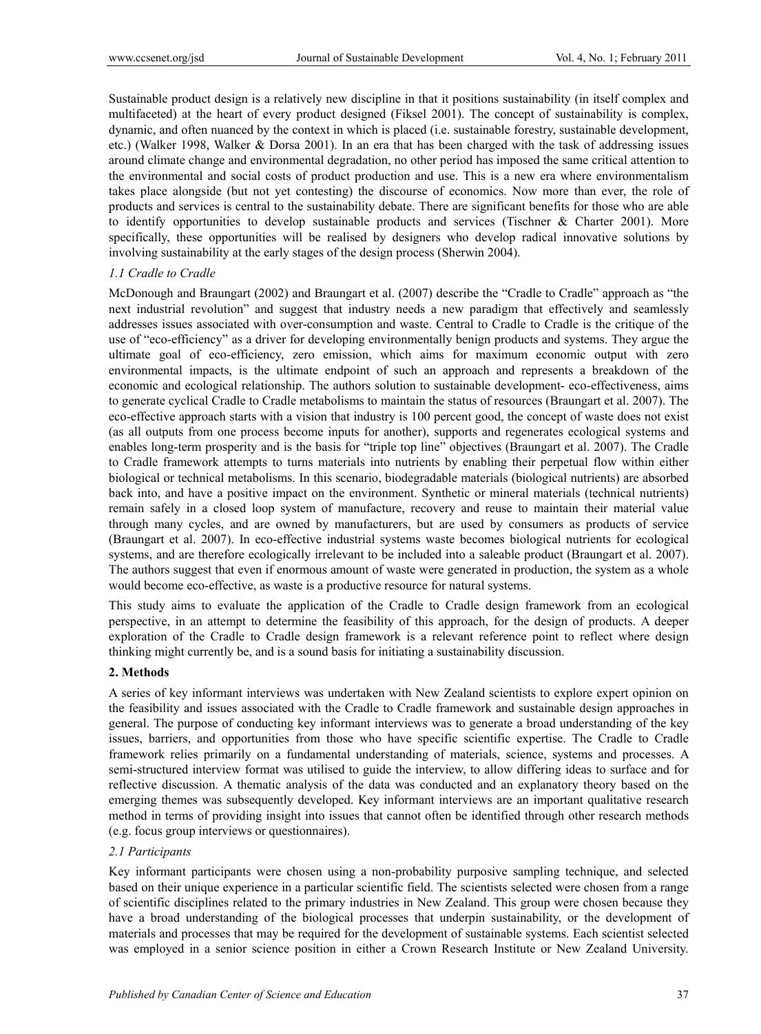Sustainable product design is a relatively new discipline in that it positions sustainability (in itself complex and multifaceted) at the heart of every product designed (Fiksel 2001). The concept of sustainability is complex, dynamic, and often nuanced by the context in which is placed (i.e. sustainable forestry, sustainable development, etc.) (Walker 1998, Walker & Dorsa 2001). In an era that has been charged with the task of addressing issues around climate change and environmental degradation, no other period has imposed the same critical attention to the environmental and social costs of product production and use. This is a new era where environmentalism takes place alongside (but not yet contesting) the discourse of economics. Now more than ever, the role of products and services is central to the sustainability debate. There are significant benefits for those who are able to identify opportunities to develop sustainable products and services (Tischner & Charter 2001). More specifically, these opportunities will be realised by designers who develop radical innovative solutions by involving sustainability at the early stages of the design process (Sherwin 2004).

### *1.1 Cradle to Cradle*

McDonough and Braungart (2002) and Braungart et al. (2007) describe the "Cradle to Cradle" approach as "the next industrial revolution" and suggest that industry needs a new paradigm that effectively and seamlessly addresses issues associated with over-consumption and waste. Central to Cradle to Cradle is the critique of the use of "eco-efficiency" as a driver for developing environmentally benign products and systems. They argue the ultimate goal of eco-efficiency, zero emission, which aims for maximum economic output with zero environmental impacts, is the ultimate endpoint of such an approach and represents a breakdown of the economic and ecological relationship. The authors solution to sustainable development- eco-effectiveness, aims to generate cyclical Cradle to Cradle metabolisms to maintain the status of resources (Braungart et al. 2007). The eco-effective approach starts with a vision that industry is 100 percent good, the concept of waste does not exist (as all outputs from one process become inputs for another), supports and regenerates ecological systems and enables long-term prosperity and is the basis for "triple top line" objectives (Braungart et al. 2007). The Cradle to Cradle framework attempts to turns materials into nutrients by enabling their perpetual flow within either biological or technical metabolisms. In this scenario, biodegradable materials (biological nutrients) are absorbed back into, and have a positive impact on the environment. Synthetic or mineral materials (technical nutrients) remain safely in a closed loop system of manufacture, recovery and reuse to maintain their material value through many cycles, and are owned by manufacturers, but are used by consumers as products of service (Braungart et al. 2007). In eco-effective industrial systems waste becomes biological nutrients for ecological systems, and are therefore ecologically irrelevant to be included into a saleable product (Braungart et al. 2007). The authors suggest that even if enormous amount of waste were generated in production, the system as a whole would become eco-effective, as waste is a productive resource for natural systems.

This study aims to evaluate the application of the Cradle to Cradle design framework from an ecological perspective, in an attempt to determine the feasibility of this approach, for the design of products. A deeper exploration of the Cradle to Cradle design framework is a relevant reference point to reflect where design thinking might currently be, and is a sound basis for initiating a sustainability discussion.

## 2. Methods

A series of key informant interviews was undertaken with New Zealand scientists to explore expert opinion on the feasibility and issues associated with the Cradle to Cradle framework and sustainable design approaches in general. The purpose of conducting key informant interviews was to generate a broad understanding of the key issues, barriers, and opportunities from those who have specific scientific expertise. The Cradle to Cradle framework relies primarily on a fundamental understanding of materials, science, systems and processes. A semi-structured interview format was utilised to guide the interview, to allow differing ideas to surface and for reflective discussion. A thematic analysis of the data was conducted and an explanatory theory based on the emerging themes was subsequently developed. Key informant interviews are an important qualitative research method in terms of providing insight into issues that cannot often be identified through other research methods (e.g. focus group interviews or questionnaires).

### *2.1 Participants*

Key informant participants were chosen using a non-probability purposive sampling technique, and selected based on their unique experience in a particular scientific field. The scientists selected were chosen from a range of scientific disciplines related to the primary industries in New Zealand. This group were chosen because they have a broad understanding of the biological processes that underpin sustainability, or the development of materials and processes that may be required for the development of sustainable systems. Each scientist selected was employed in a senior science position in either a Crown Research Institute or New Zealand University.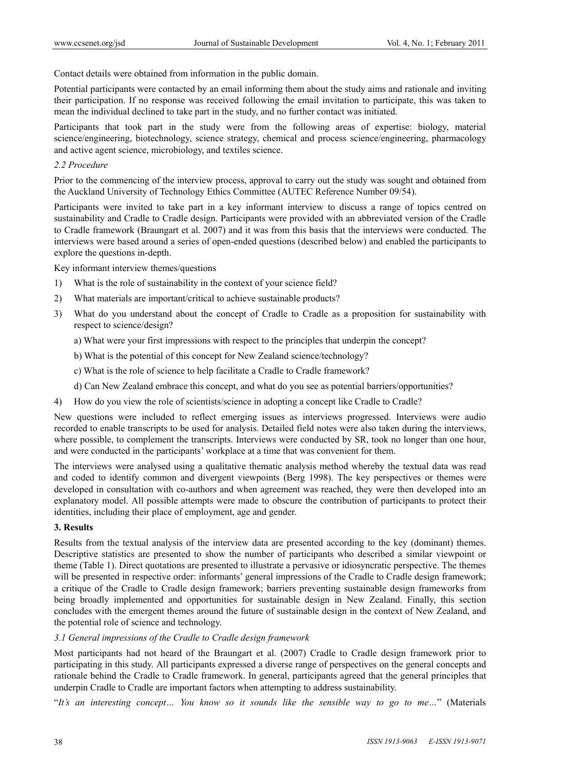Contact details were obtained from information in the public domain.

Potential participants were contacted by an email informing them about the study aims and rationale and inviting their participation. If no response was received following the email invitation to participate, this was taken to mean the individual declined to take part in the study, and no further contact was initiated.

Participants that took part in the study were from the following areas of expertise: biology, material science/engineering, biotechnology, science strategy, chemical and process science/engineering, pharmacology and active agent science, microbiology, and textiles science.

### *2.2 Procedure*

Prior to the commencing of the interview process, approval to carry out the study was sought and obtained from the Auckland University of Technology Ethics Committee (AUTEC Reference Number 09/54).

Participants were invited to take part in a key informant interview to discuss a range of topics centred on sustainability and Cradle to Cradle design. Participants were provided with an abbreviated version of the Cradle to Cradle framework (Braungart et al. 2007) and it was from this basis that the interviews were conducted. The interviews were based around a series of open-ended questions (described below) and enabled the participants to explore the questions in-depth.

Key informant interview themes/questions

1) What is the role of sustainability in the context of your science field?
2) What materials are important/critical to achieve sustainable products?
3) What do you understand about the concept of Cradle to Cradle as a proposition for sustainability with respect to science/design?
    a) What were your first impressions with respect to the principles that underpin the concept?
    b) What is the potential of this concept for New Zealand science/technology?
    c) What is the role of science to help facilitate a Cradle to Cradle framework?
    d) Can New Zealand embrace this concept, and what do you see as potential barriers/opportunities?
4) How do you view the role of scientists/science in adopting a concept like Cradle to Cradle?

New questions were included to reflect emerging issues as interviews progressed. Interviews were audio recorded to enable transcripts to be used for analysis. Detailed field notes were also taken during the interviews, where possible, to complement the transcripts. Interviews were conducted by SR, took no longer than one hour, and were conducted in the participants' workplace at a time that was convenient for them.

The interviews were analysed using a qualitative thematic analysis method whereby the textual data was read and coded to identify common and divergent viewpoints (Berg 1998). The key perspectives or themes were developed in consultation with co-authors and when agreement was reached, they were then developed into an explanatory model. All possible attempts were made to obscure the contribution of participants to protect their identities, including their place of employment, age and gender.

## 3. Results

Results from the textual analysis of the interview data are presented according to the key (dominant) themes. Descriptive statistics are presented to show the number of participants who described a similar viewpoint or theme (Table 1). Direct quotations are presented to illustrate a pervasive or idiosyncratic perspective. The themes will be presented in respective order: informants' general impressions of the Cradle to Cradle design framework; a critique of the Cradle to Cradle design framework; barriers preventing sustainable design frameworks from being broadly implemented and opportunities for sustainable design in New Zealand. Finally, this section concludes with the emergent themes around the future of sustainable design in the context of New Zealand, and the potential role of science and technology.

### *3.1 General impressions of the Cradle to Cradle design framework*

Most participants had not heard of the Braungart et al. (2007) Cradle to Cradle design framework prior to participating in this study. All participants expressed a diverse range of perspectives on the general concepts and rationale behind the Cradle to Cradle framework. In general, participants agreed that the general principles that underpin Cradle to Cradle are important factors when attempting to address sustainability.

"*It's an interesting concept… You know so it sounds like the sensible way to go to me…*" (Materials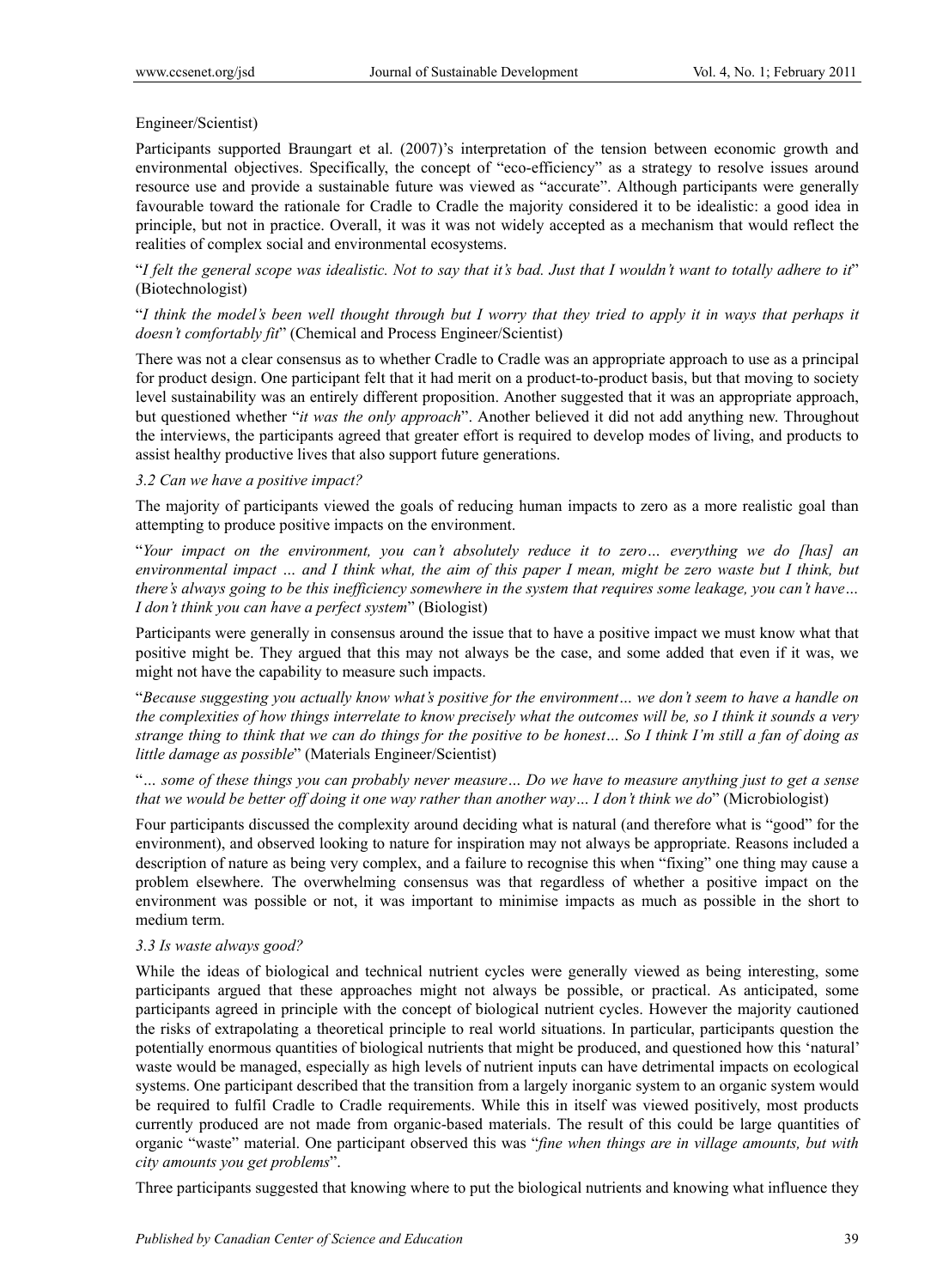Engineer/Scientist)

Participants supported Braungart et al. (2007)'s interpretation of the tension between economic growth and environmental objectives. Specifically, the concept of "eco-efficiency" as a strategy to resolve issues around resource use and provide a sustainable future was viewed as "accurate". Although participants were generally favourable toward the rationale for Cradle to Cradle the majority considered it to be idealistic: a good idea in principle, but not in practice. Overall, it was it was not widely accepted as a mechanism that would reflect the realities of complex social and environmental ecosystems.

"*I felt the general scope was idealistic. Not to say that it's bad. Just that I wouldn't want to totally adhere to it*" (Biotechnologist)

"*I think the model's been well thought through but I worry that they tried to apply it in ways that perhaps it doesn't comfortably fit*" (Chemical and Process Engineer/Scientist)

There was not a clear consensus as to whether Cradle to Cradle was an appropriate approach to use as a principal for product design. One participant felt that it had merit on a product-to-product basis, but that moving to society level sustainability was an entirely different proposition. Another suggested that it was an appropriate approach, but questioned whether "*it was the only approach*". Another believed it did not add anything new. Throughout the interviews, the participants agreed that greater effort is required to develop modes of living, and products to assist healthy productive lives that also support future generations.

### *3.2 Can we have a positive impact?*

The majority of participants viewed the goals of reducing human impacts to zero as a more realistic goal than attempting to produce positive impacts on the environment.

"*Your impact on the environment, you can't absolutely reduce it to zero… everything we do [has] an environmental impact … and I think what, the aim of this paper I mean, might be zero waste but I think, but there's always going to be this inefficiency somewhere in the system that requires some leakage, you can't have… I don't think you can have a perfect system*" (Biologist)

Participants were generally in consensus around the issue that to have a positive impact we must know what that positive might be. They argued that this may not always be the case, and some added that even if it was, we might not have the capability to measure such impacts.

"*Because suggesting you actually know what's positive for the environment… we don't seem to have a handle on the complexities of how things interrelate to know precisely what the outcomes will be, so I think it sounds a very strange thing to think that we can do things for the positive to be honest… So I think I'm still a fan of doing as little damage as possible*" (Materials Engineer/Scientist)

"*… some of these things you can probably never measure… Do we have to measure anything just to get a sense that we would be better off doing it one way rather than another way… I don't think we do*" (Microbiologist)

Four participants discussed the complexity around deciding what is natural (and therefore what is "good" for the environment), and observed looking to nature for inspiration may not always be appropriate. Reasons included a description of nature as being very complex, and a failure to recognise this when "fixing" one thing may cause a problem elsewhere. The overwhelming consensus was that regardless of whether a positive impact on the environment was possible or not, it was important to minimise impacts as much as possible in the short to medium term.

### *3.3 Is waste always good?*

While the ideas of biological and technical nutrient cycles were generally viewed as being interesting, some participants argued that these approaches might not always be possible, or practical. As anticipated, some participants agreed in principle with the concept of biological nutrient cycles. However the majority cautioned the risks of extrapolating a theoretical principle to real world situations. In particular, participants question the potentially enormous quantities of biological nutrients that might be produced, and questioned how this 'natural' waste would be managed, especially as high levels of nutrient inputs can have detrimental impacts on ecological systems. One participant described that the transition from a largely inorganic system to an organic system would be required to fulfil Cradle to Cradle requirements. While this in itself was viewed positively, most products currently produced are not made from organic-based materials. The result of this could be large quantities of organic "waste" material. One participant observed this was "*fine when things are in village amounts, but with city amounts you get problems*".

Three participants suggested that knowing where to put the biological nutrients and knowing what influence they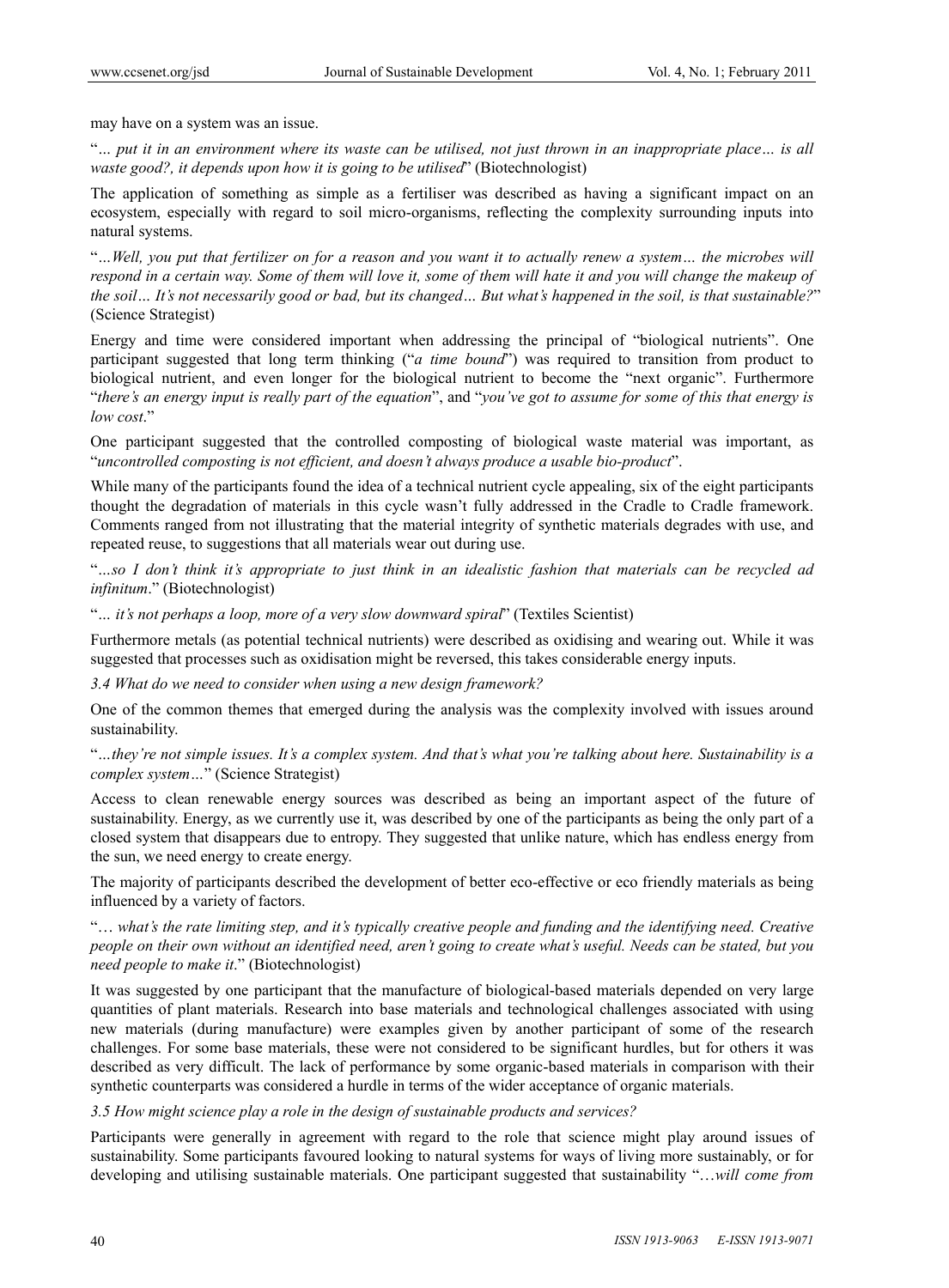may have on a system was an issue.

"*… put it in an environment where its waste can be utilised, not just thrown in an inappropriate place… is all waste good?, it depends upon how it is going to be utilised*" (Biotechnologist)

The application of something as simple as a fertiliser was described as having a significant impact on an ecosystem, especially with regard to soil micro-organisms, reflecting the complexity surrounding inputs into natural systems.

"*…Well, you put that fertilizer on for a reason and you want it to actually renew a system… the microbes will respond in a certain way. Some of them will love it, some of them will hate it and you will change the makeup of the soil… It's not necessarily good or bad, but its changed… But what's happened in the soil, is that sustainable?*" (Science Strategist)

Energy and time were considered important when addressing the principal of "biological nutrients". One participant suggested that long term thinking ("*a time bound*") was required to transition from product to biological nutrient, and even longer for the biological nutrient to become the "next organic". Furthermore "*there's an energy input is really part of the equation*", and "*you've got to assume for some of this that energy is low cost*."

One participant suggested that the controlled composting of biological waste material was important, as "*uncontrolled composting is not efficient, and doesn't always produce a usable bio-product*".

While many of the participants found the idea of a technical nutrient cycle appealing, six of the eight participants thought the degradation of materials in this cycle wasn't fully addressed in the Cradle to Cradle framework. Comments ranged from not illustrating that the material integrity of synthetic materials degrades with use, and repeated reuse, to suggestions that all materials wear out during use.

"*…so I don't think it's appropriate to just think in an idealistic fashion that materials can be recycled ad infinitum*." (Biotechnologist)

"*… it's not perhaps a loop, more of a very slow downward spiral*" (Textiles Scientist)

Furthermore metals (as potential technical nutrients) were described as oxidising and wearing out. While it was suggested that processes such as oxidisation might be reversed, this takes considerable energy inputs.

*3.4 What do we need to consider when using a new design framework?*

One of the common themes that emerged during the analysis was the complexity involved with issues around sustainability.

"*…they're not simple issues. It's a complex system. And that's what you're talking about here. Sustainability is a complex system…*" (Science Strategist)

Access to clean renewable energy sources was described as being an important aspect of the future of sustainability. Energy, as we currently use it, was described by one of the participants as being the only part of a closed system that disappears due to entropy. They suggested that unlike nature, which has endless energy from the sun, we need energy to create energy.

The majority of participants described the development of better eco-effective or eco friendly materials as being influenced by a variety of factors.

"*… what's the rate limiting step, and it's typically creative people and funding and the identifying need. Creative people on their own without an identified need, aren't going to create what's useful. Needs can be stated, but you need people to make it*." (Biotechnologist)

It was suggested by one participant that the manufacture of biological-based materials depended on very large quantities of plant materials. Research into base materials and technological challenges associated with using new materials (during manufacture) were examples given by another participant of some of the research challenges. For some base materials, these were not considered to be significant hurdles, but for others it was described as very difficult. The lack of performance by some organic-based materials in comparison with their synthetic counterparts was considered a hurdle in terms of the wider acceptance of organic materials.

*3.5 How might science play a role in the design of sustainable products and services?*

Participants were generally in agreement with regard to the role that science might play around issues of sustainability. Some participants favoured looking to natural systems for ways of living more sustainably, or for developing and utilising sustainable materials. One participant suggested that sustainability "*…will come from*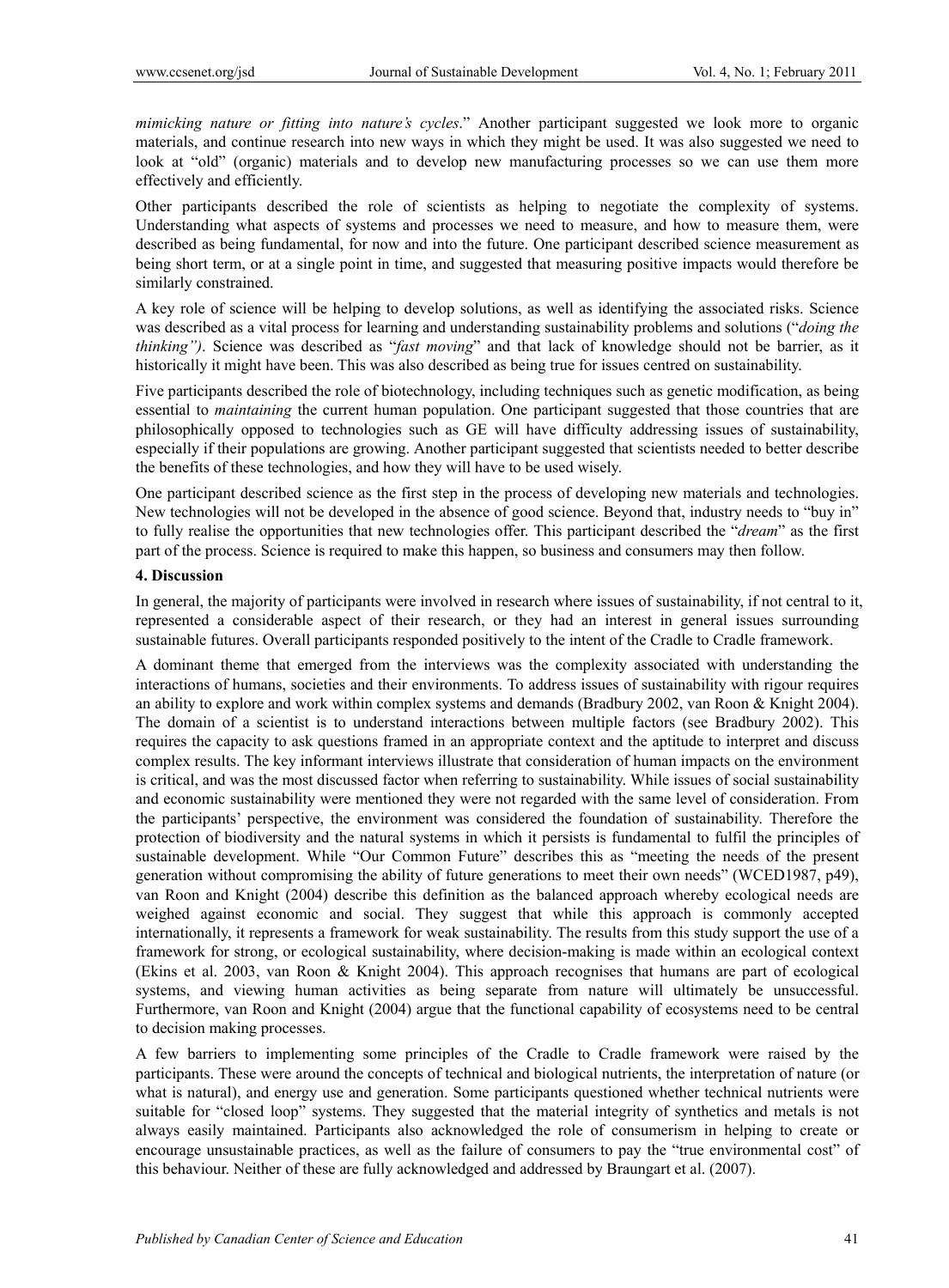*mimicking nature or fitting into nature's cycles*." Another participant suggested we look more to organic materials, and continue research into new ways in which they might be used. It was also suggested we need to look at "old" (organic) materials and to develop new manufacturing processes so we can use them more effectively and efficiently.

Other participants described the role of scientists as helping to negotiate the complexity of systems. Understanding what aspects of systems and processes we need to measure, and how to measure them, were described as being fundamental, for now and into the future. One participant described science measurement as being short term, or at a single point in time, and suggested that measuring positive impacts would therefore be similarly constrained.

A key role of science will be helping to develop solutions, as well as identifying the associated risks. Science was described as a vital process for learning and understanding sustainability problems and solutions ("*doing the thinking")*. Science was described as "*fast moving*" and that lack of knowledge should not be barrier, as it historically it might have been. This was also described as being true for issues centred on sustainability.

Five participants described the role of biotechnology, including techniques such as genetic modification, as being essential to *maintaining* the current human population. One participant suggested that those countries that are philosophically opposed to technologies such as GE will have difficulty addressing issues of sustainability, especially if their populations are growing. Another participant suggested that scientists needed to better describe the benefits of these technologies, and how they will have to be used wisely.

One participant described science as the first step in the process of developing new materials and technologies. New technologies will not be developed in the absence of good science. Beyond that, industry needs to "buy in" to fully realise the opportunities that new technologies offer. This participant described the "*dream*" as the first part of the process. Science is required to make this happen, so business and consumers may then follow.

## 4. Discussion

In general, the majority of participants were involved in research where issues of sustainability, if not central to it, represented a considerable aspect of their research, or they had an interest in general issues surrounding sustainable futures. Overall participants responded positively to the intent of the Cradle to Cradle framework.

A dominant theme that emerged from the interviews was the complexity associated with understanding the interactions of humans, societies and their environments. To address issues of sustainability with rigour requires an ability to explore and work within complex systems and demands (Bradbury 2002, van Roon & Knight 2004). The domain of a scientist is to understand interactions between multiple factors (see Bradbury 2002). This requires the capacity to ask questions framed in an appropriate context and the aptitude to interpret and discuss complex results. The key informant interviews illustrate that consideration of human impacts on the environment is critical, and was the most discussed factor when referring to sustainability. While issues of social sustainability and economic sustainability were mentioned they were not regarded with the same level of consideration. From the participants' perspective, the environment was considered the foundation of sustainability. Therefore the protection of biodiversity and the natural systems in which it persists is fundamental to fulfil the principles of sustainable development. While "Our Common Future" describes this as "meeting the needs of the present generation without compromising the ability of future generations to meet their own needs" (WCED1987, p49), van Roon and Knight (2004) describe this definition as the balanced approach whereby ecological needs are weighed against economic and social. They suggest that while this approach is commonly accepted internationally, it represents a framework for weak sustainability. The results from this study support the use of a framework for strong, or ecological sustainability, where decision-making is made within an ecological context (Ekins et al. 2003, van Roon & Knight 2004). This approach recognises that humans are part of ecological systems, and viewing human activities as being separate from nature will ultimately be unsuccessful. Furthermore, van Roon and Knight (2004) argue that the functional capability of ecosystems need to be central to decision making processes.

A few barriers to implementing some principles of the Cradle to Cradle framework were raised by the participants. These were around the concepts of technical and biological nutrients, the interpretation of nature (or what is natural), and energy use and generation. Some participants questioned whether technical nutrients were suitable for "closed loop" systems. They suggested that the material integrity of synthetics and metals is not always easily maintained. Participants also acknowledged the role of consumerism in helping to create or encourage unsustainable practices, as well as the failure of consumers to pay the "true environmental cost" of this behaviour. Neither of these are fully acknowledged and addressed by Braungart et al. (2007).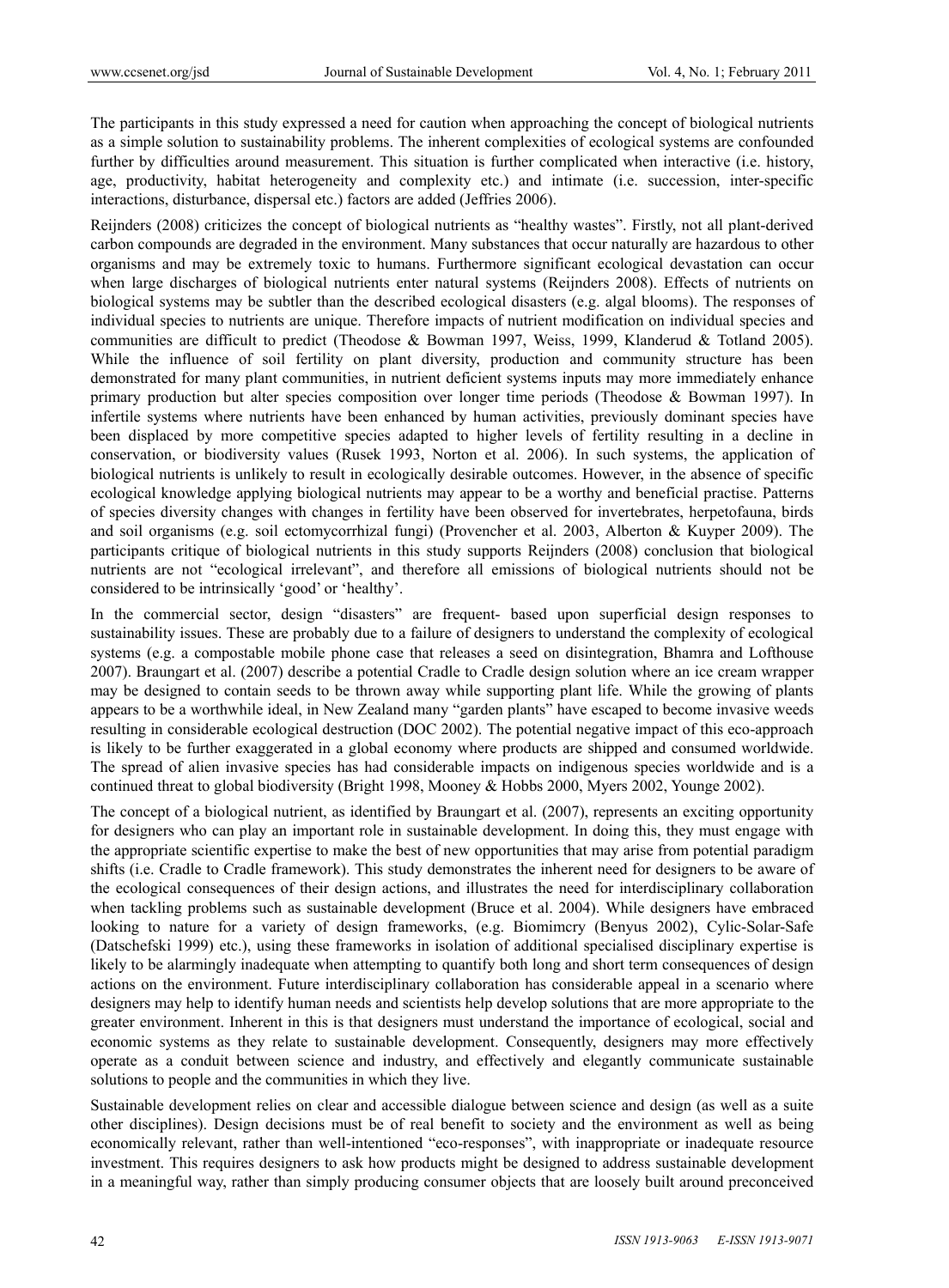The participants in this study expressed a need for caution when approaching the concept of biological nutrients as a simple solution to sustainability problems. The inherent complexities of ecological systems are confounded further by difficulties around measurement. This situation is further complicated when interactive (i.e. history, age, productivity, habitat heterogeneity and complexity etc.) and intimate (i.e. succession, inter-specific interactions, disturbance, dispersal etc.) factors are added (Jeffries 2006).

Reijnders (2008) criticizes the concept of biological nutrients as "healthy wastes". Firstly, not all plant-derived carbon compounds are degraded in the environment. Many substances that occur naturally are hazardous to other organisms and may be extremely toxic to humans. Furthermore significant ecological devastation can occur when large discharges of biological nutrients enter natural systems (Reijnders 2008). Effects of nutrients on biological systems may be subtler than the described ecological disasters (e.g. algal blooms). The responses of individual species to nutrients are unique. Therefore impacts of nutrient modification on individual species and communities are difficult to predict (Theodose & Bowman 1997, Weiss, 1999, Klanderud & Totland 2005). While the influence of soil fertility on plant diversity, production and community structure has been demonstrated for many plant communities, in nutrient deficient systems inputs may more immediately enhance primary production but alter species composition over longer time periods (Theodose & Bowman 1997). In infertile systems where nutrients have been enhanced by human activities, previously dominant species have been displaced by more competitive species adapted to higher levels of fertility resulting in a decline in conservation, or biodiversity values (Rusek 1993, Norton et al. 2006). In such systems, the application of biological nutrients is unlikely to result in ecologically desirable outcomes. However, in the absence of specific ecological knowledge applying biological nutrients may appear to be a worthy and beneficial practise. Patterns of species diversity changes with changes in fertility have been observed for invertebrates, herpetofauna, birds and soil organisms (e.g. soil ectomycorrhizal fungi) (Provencher et al. 2003, Alberton & Kuyper 2009). The participants critique of biological nutrients in this study supports Reijnders (2008) conclusion that biological nutrients are not "ecological irrelevant", and therefore all emissions of biological nutrients should not be considered to be intrinsically 'good' or 'healthy'.

In the commercial sector, design "disasters" are frequent- based upon superficial design responses to sustainability issues. These are probably due to a failure of designers to understand the complexity of ecological systems (e.g. a compostable mobile phone case that releases a seed on disintegration, Bhamra and Lofthouse 2007). Braungart et al. (2007) describe a potential Cradle to Cradle design solution where an ice cream wrapper may be designed to contain seeds to be thrown away while supporting plant life. While the growing of plants appears to be a worthwhile ideal, in New Zealand many "garden plants" have escaped to become invasive weeds resulting in considerable ecological destruction (DOC 2002). The potential negative impact of this eco-approach is likely to be further exaggerated in a global economy where products are shipped and consumed worldwide. The spread of alien invasive species has had considerable impacts on indigenous species worldwide and is a continued threat to global biodiversity (Bright 1998, Mooney & Hobbs 2000, Myers 2002, Younge 2002).

The concept of a biological nutrient, as identified by Braungart et al. (2007), represents an exciting opportunity for designers who can play an important role in sustainable development. In doing this, they must engage with the appropriate scientific expertise to make the best of new opportunities that may arise from potential paradigm shifts (i.e. Cradle to Cradle framework). This study demonstrates the inherent need for designers to be aware of the ecological consequences of their design actions, and illustrates the need for interdisciplinary collaboration when tackling problems such as sustainable development (Bruce et al. 2004). While designers have embraced looking to nature for a variety of design frameworks, (e.g. Biomimcry (Benyus 2002), Cylic-Solar-Safe (Datschefski 1999) etc.), using these frameworks in isolation of additional specialised disciplinary expertise is likely to be alarmingly inadequate when attempting to quantify both long and short term consequences of design actions on the environment. Future interdisciplinary collaboration has considerable appeal in a scenario where designers may help to identify human needs and scientists help develop solutions that are more appropriate to the greater environment. Inherent in this is that designers must understand the importance of ecological, social and economic systems as they relate to sustainable development. Consequently, designers may more effectively operate as a conduit between science and industry, and effectively and elegantly communicate sustainable solutions to people and the communities in which they live.

Sustainable development relies on clear and accessible dialogue between science and design (as well as a suite other disciplines). Design decisions must be of real benefit to society and the environment as well as being economically relevant, rather than well-intentioned "eco-responses", with inappropriate or inadequate resource investment. This requires designers to ask how products might be designed to address sustainable development in a meaningful way, rather than simply producing consumer objects that are loosely built around preconceived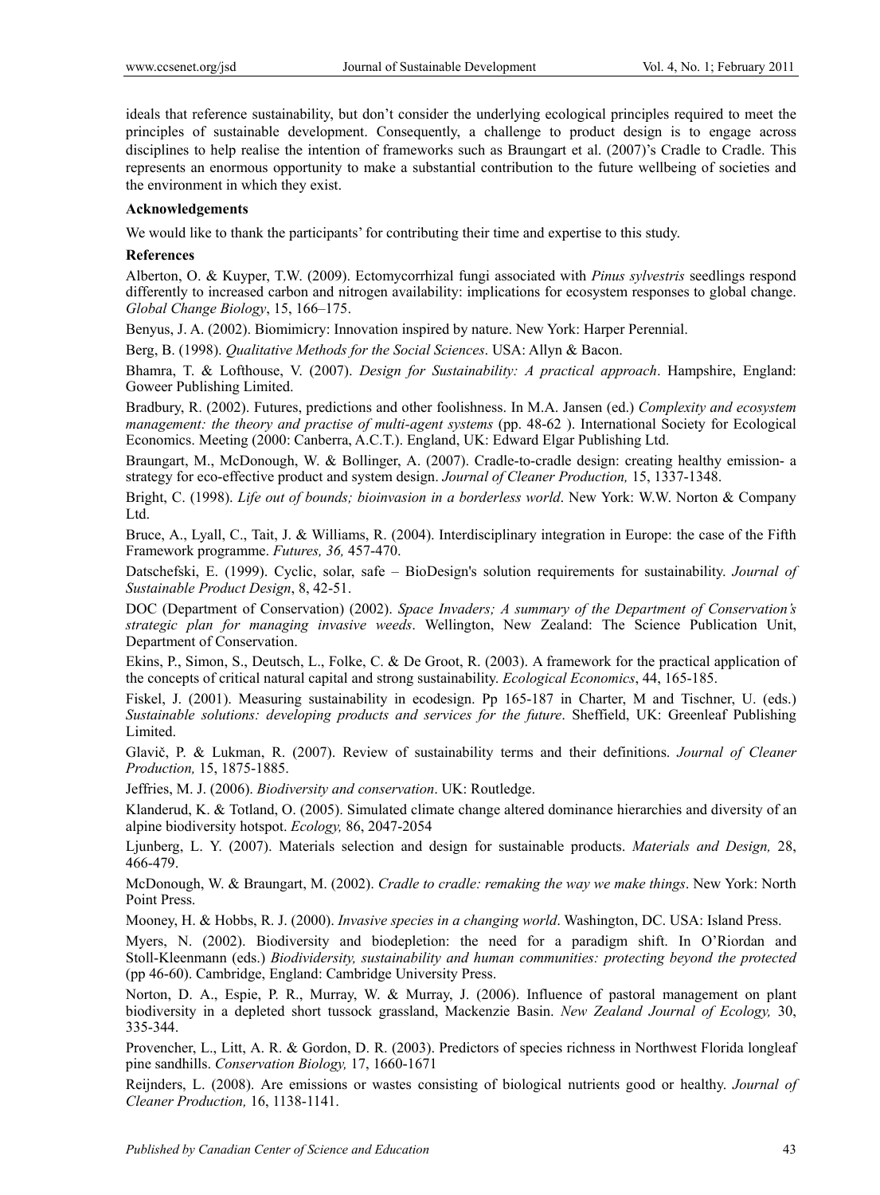ideals that reference sustainability, but don't consider the underlying ecological principles required to meet the principles of sustainable development. Consequently, a challenge to product design is to engage across disciplines to help realise the intention of frameworks such as Braungart et al. (2007)'s Cradle to Cradle. This represents an enormous opportunity to make a substantial contribution to the future wellbeing of societies and the environment in which they exist.

**Acknowledgements**

We would like to thank the participants' for contributing their time and expertise to this study.

**References**

Alberton, O. & Kuyper, T.W. (2009). Ectomycorrhizal fungi associated with *Pinus sylvestris* seedlings respond differently to increased carbon and nitrogen availability: implications for ecosystem responses to global change. *Global Change Biology*, 15, 166–175.

Benyus, J. A. (2002). Biomimicry: Innovation inspired by nature. New York: Harper Perennial.

Berg, B. (1998). *Qualitative Methods for the Social Sciences*. USA: Allyn & Bacon.

Bhamra, T. & Lofthouse, V. (2007). *Design for Sustainability: A practical approach*. Hampshire, England: Goweer Publishing Limited.

Bradbury, R. (2002). Futures, predictions and other foolishness. In M.A. Jansen (ed.) *Complexity and ecosystem management: the theory and practise of multi-agent systems* (pp. 48-62 ). International Society for Ecological Economics. Meeting (2000: Canberra, A.C.T.). England, UK: Edward Elgar Publishing Ltd.

Braungart, M., McDonough, W. & Bollinger, A. (2007). Cradle-to-cradle design: creating healthy emission- a strategy for eco-effective product and system design. *Journal of Cleaner Production,* 15, 1337-1348.

Bright, C. (1998). *Life out of bounds; bioinvasion in a borderless world*. New York: W.W. Norton & Company Ltd.

Bruce, A., Lyall, C., Tait, J. & Williams, R. (2004). Interdisciplinary integration in Europe: the case of the Fifth Framework programme. *Futures, 36,* 457-470.

Datschefski, E. (1999). Cyclic, solar, safe – BioDesign's solution requirements for sustainability. *Journal of Sustainable Product Design*, 8, 42-51.

DOC (Department of Conservation) (2002). *Space Invaders; A summary of the Department of Conservation's strategic plan for managing invasive weeds*. Wellington, New Zealand: The Science Publication Unit, Department of Conservation.

Ekins, P., Simon, S., Deutsch, L., Folke, C. & De Groot, R. (2003). A framework for the practical application of the concepts of critical natural capital and strong sustainability. *Ecological Economics*, 44, 165-185.

Fiskel, J. (2001). Measuring sustainability in ecodesign. Pp 165-187 in Charter, M and Tischner, U. (eds.) *Sustainable solutions: developing products and services for the future*. Sheffield, UK: Greenleaf Publishing Limited.

Glavič, P. & Lukman, R. (2007). Review of sustainability terms and their definitions. *Journal of Cleaner Production,* 15, 1875-1885.

Jeffries, M. J. (2006). *Biodiversity and conservation*. UK: Routledge.

Klanderud, K. & Totland, O. (2005). Simulated climate change altered dominance hierarchies and diversity of an alpine biodiversity hotspot. *Ecology,* 86, 2047-2054

Ljunberg, L. Y. (2007). Materials selection and design for sustainable products. *Materials and Design,* 28, 466-479.

McDonough, W. & Braungart, M. (2002). *Cradle to cradle: remaking the way we make things*. New York: North Point Press.

Mooney, H. & Hobbs, R. J. (2000). *Invasive species in a changing world*. Washington, DC. USA: Island Press.

Myers, N. (2002). Biodiversity and biodepletion: the need for a paradigm shift. In O'Riordan and Stoll-Kleenmann (eds.) *Biodividersity, sustainability and human communities: protecting beyond the protected* (pp 46-60). Cambridge, England: Cambridge University Press.

Norton, D. A., Espie, P. R., Murray, W. & Murray, J. (2006). Influence of pastoral management on plant biodiversity in a depleted short tussock grassland, Mackenzie Basin. *New Zealand Journal of Ecology,* 30, 335-344.

Provencher, L., Litt, A. R. & Gordon, D. R. (2003). Predictors of species richness in Northwest Florida longleaf pine sandhills. *Conservation Biology,* 17, 1660-1671

Reijnders, L. (2008). Are emissions or wastes consisting of biological nutrients good or healthy. *Journal of Cleaner Production,* 16, 1138-1141.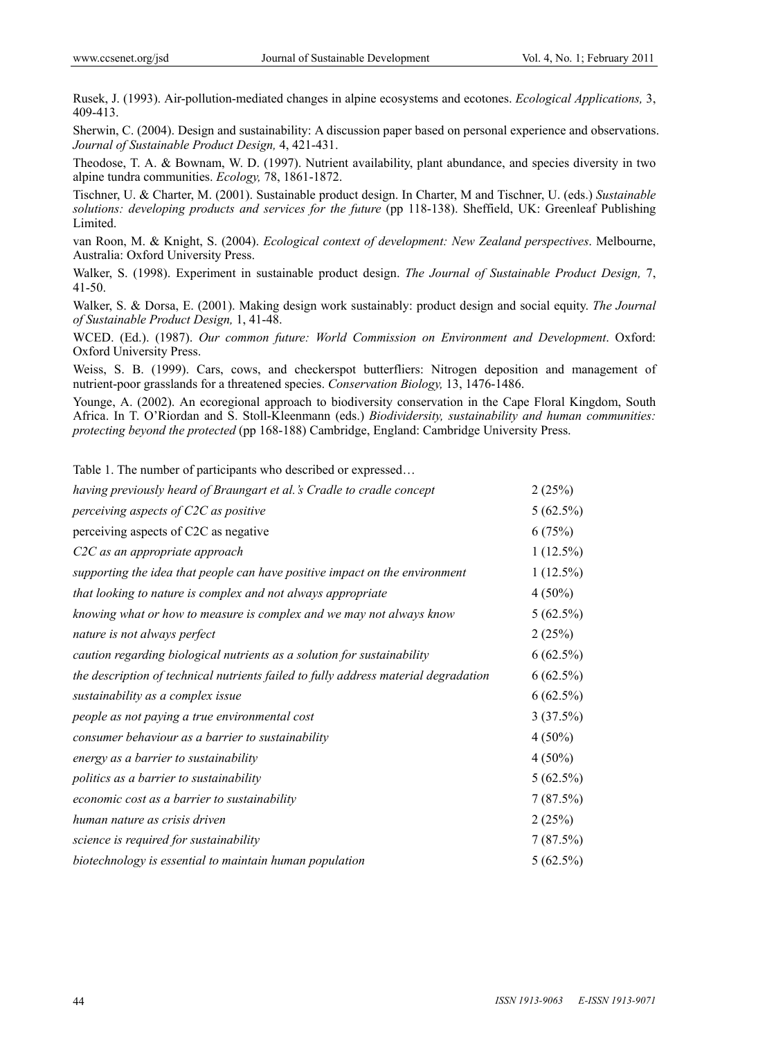Rusek, J. (1993). Air-pollution-mediated changes in alpine ecosystems and ecotones. *Ecological Applications,* 3, 409-413.

Sherwin, C. (2004). Design and sustainability: A discussion paper based on personal experience and observations. *Journal of Sustainable Product Design,* 4, 421-431.

Theodose, T. A. & Bownam, W. D. (1997). Nutrient availability, plant abundance, and species diversity in two alpine tundra communities. *Ecology,* 78, 1861-1872.

Tischner, U. & Charter, M. (2001). Sustainable product design. In Charter, M and Tischner, U. (eds.) *Sustainable solutions: developing products and services for the future* (pp 118-138). Sheffield, UK: Greenleaf Publishing Limited.

van Roon, M. & Knight, S. (2004). *Ecological context of development: New Zealand perspectives*. Melbourne, Australia: Oxford University Press.

Walker, S. (1998). Experiment in sustainable product design. *The Journal of Sustainable Product Design,* 7, 41-50.

Walker, S. & Dorsa, E. (2001). Making design work sustainably: product design and social equity. *The Journal of Sustainable Product Design,* 1, 41-48.

WCED. (Ed.). (1987). *Our common future: World Commission on Environment and Development*. Oxford: Oxford University Press.

Weiss, S. B. (1999). Cars, cows, and checkerspot butterfliers: Nitrogen deposition and management of nutrient-poor grasslands for a threatened species. *Conservation Biology,* 13, 1476-1486.

Younge, A. (2002). An ecoregional approach to biodiversity conservation in the Cape Floral Kingdom, South Africa. In T. O'Riordan and S. Stoll-Kleenmann (eds.) *Biodividersity, sustainability and human communities: protecting beyond the protected* (pp 168-188) Cambridge, England: Cambridge University Press.

Table 1. The number of participants who described or expressed…

| | |
|---|---|
| *having previously heard of Braungart et al.'s Cradle to cradle concept* | 2 (25%) |
| *perceiving aspects of C2C as positive* | 5 (62.5%) |
| perceiving aspects of C2C as negative | 6 (75%) |
| *C2C as an appropriate approach* | 1 (12.5%) |
| *supporting the idea that people can have positive impact on the environment* | 1 (12.5%) |
| *that looking to nature is complex and not always appropriate* | 4 (50%) |
| *knowing what or how to measure is complex and we may not always know* | 5 (62.5%) |
| *nature is not always perfect* | 2 (25%) |
| *caution regarding biological nutrients as a solution for sustainability* | 6 (62.5%) |
| *the description of technical nutrients failed to fully address material degradation* | 6 (62.5%) |
| *sustainability as a complex issue* | 6 (62.5%) |
| *people as not paying a true environmental cost* | 3 (37.5%) |
| *consumer behaviour as a barrier to sustainability* | 4 (50%) |
| *energy as a barrier to sustainability* | 4 (50%) |
| *politics as a barrier to sustainability* | 5 (62.5%) |
| *economic cost as a barrier to sustainability* | 7 (87.5%) |
| *human nature as crisis driven* | 2 (25%) |
| *science is required for sustainability* | 7 (87.5%) |
| *biotechnology is essential to maintain human population* | 5 (62.5%) |